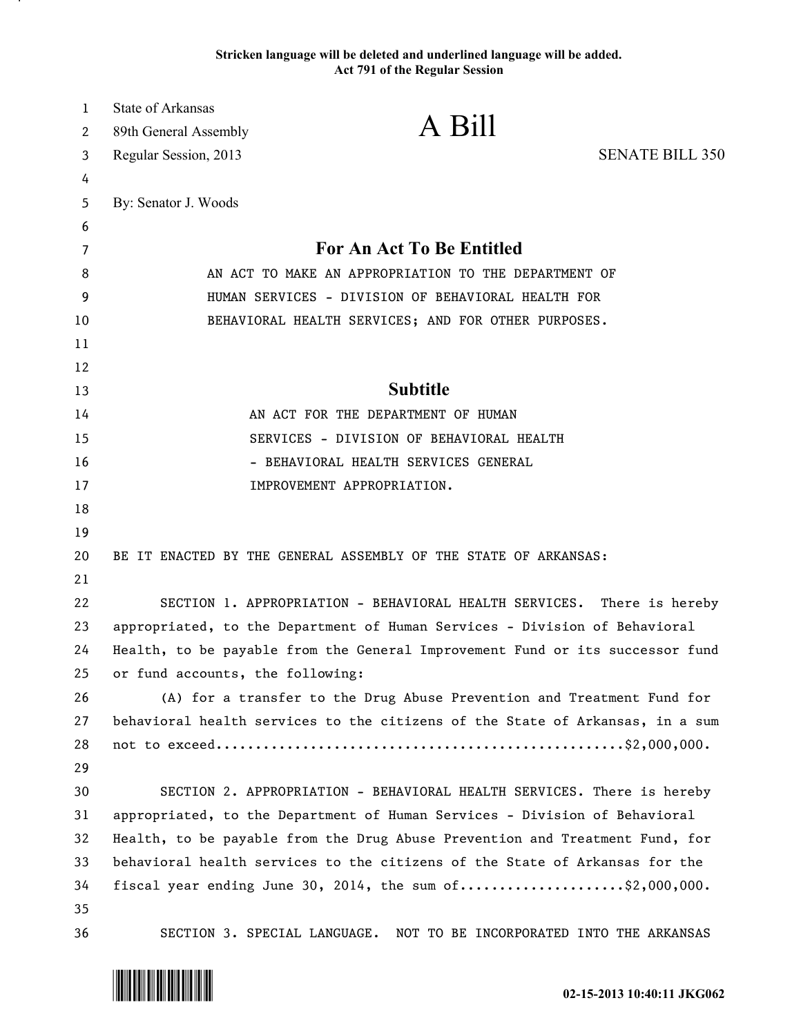**Stricken language will be deleted and underlined language will be added.**
**Act 791 of the Regular Session**

State of Arkansas
89th General Assembly
Regular Session, 2013

# A Bill

SENATE BILL 350

By: Senator J. Woods

## For An Act To Be Entitled

AN ACT TO MAKE AN APPROPRIATION TO THE DEPARTMENT OF HUMAN SERVICES - DIVISION OF BEHAVIORAL HEALTH FOR BEHAVIORAL HEALTH SERVICES; AND FOR OTHER PURPOSES.

## Subtitle

AN ACT FOR THE DEPARTMENT OF HUMAN SERVICES - DIVISION OF BEHAVIORAL HEALTH - BEHAVIORAL HEALTH SERVICES GENERAL IMPROVEMENT APPROPRIATION.

BE IT ENACTED BY THE GENERAL ASSEMBLY OF THE STATE OF ARKANSAS:

SECTION 1. APPROPRIATION - BEHAVIORAL HEALTH SERVICES. There is hereby appropriated, to the Department of Human Services - Division of Behavioral Health, to be payable from the General Improvement Fund or its successor fund or fund accounts, the following:

(A) for a transfer to the Drug Abuse Prevention and Treatment Fund for behavioral health services to the citizens of the State of Arkansas, in a sum not to exceed..................................................$2,000,000.

SECTION 2. APPROPRIATION - BEHAVIORAL HEALTH SERVICES. There is hereby appropriated, to the Department of Human Services - Division of Behavioral Health, to be payable from the Drug Abuse Prevention and Treatment Fund, for behavioral health services to the citizens of the State of Arkansas for the fiscal year ending June 30, 2014, the sum of....................$2,000,000.

SECTION 3. SPECIAL LANGUAGE. NOT TO BE INCORPORATED INTO THE ARKANSAS

02-15-2013 10:40:11 JKG062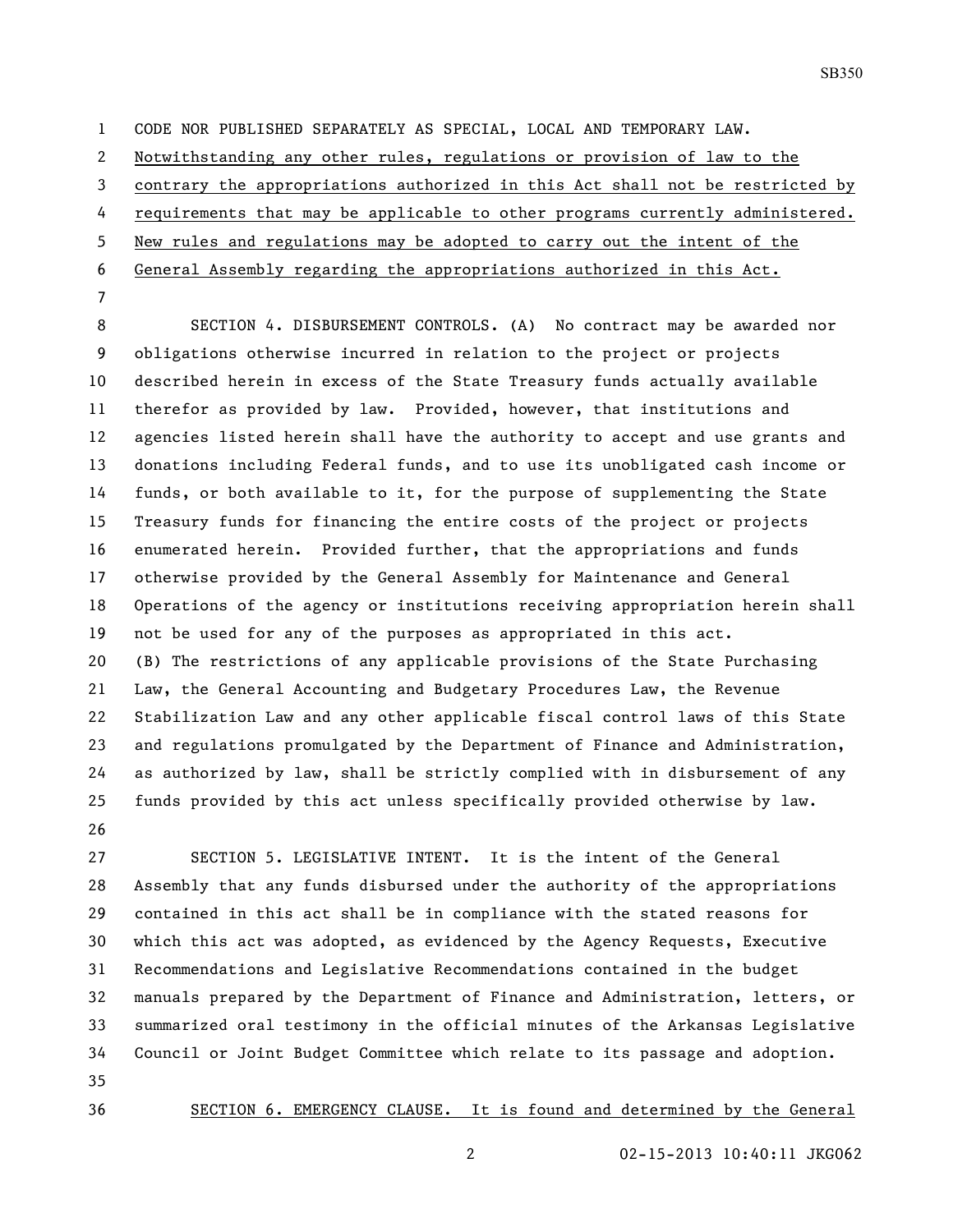CODE NOR PUBLISHED SEPARATELY AS SPECIAL, LOCAL AND TEMPORARY LAW.
Notwithstanding any other rules, regulations or provision of law to the contrary the appropriations authorized in this Act shall not be restricted by requirements that may be applicable to other programs currently administered. New rules and regulations may be adopted to carry out the intent of the General Assembly regarding the appropriations authorized in this Act.

SECTION 4. DISBURSEMENT CONTROLS. (A) No contract may be awarded nor obligations otherwise incurred in relation to the project or projects described herein in excess of the State Treasury funds actually available therefor as provided by law. Provided, however, that institutions and agencies listed herein shall have the authority to accept and use grants and donations including Federal funds, and to use its unobligated cash income or funds, or both available to it, for the purpose of supplementing the State Treasury funds for financing the entire costs of the project or projects enumerated herein. Provided further, that the appropriations and funds otherwise provided by the General Assembly for Maintenance and General Operations of the agency or institutions receiving appropriation herein shall not be used for any of the purposes as appropriated in this act.
(B) The restrictions of any applicable provisions of the State Purchasing Law, the General Accounting and Budgetary Procedures Law, the Revenue Stabilization Law and any other applicable fiscal control laws of this State and regulations promulgated by the Department of Finance and Administration, as authorized by law, shall be strictly complied with in disbursement of any funds provided by this act unless specifically provided otherwise by law.

SECTION 5. LEGISLATIVE INTENT. It is the intent of the General Assembly that any funds disbursed under the authority of the appropriations contained in this act shall be in compliance with the stated reasons for which this act was adopted, as evidenced by the Agency Requests, Executive Recommendations and Legislative Recommendations contained in the budget manuals prepared by the Department of Finance and Administration, letters, or summarized oral testimony in the official minutes of the Arkansas Legislative Council or Joint Budget Committee which relate to its passage and adoption.

SECTION 6. EMERGENCY CLAUSE. It is found and determined by the General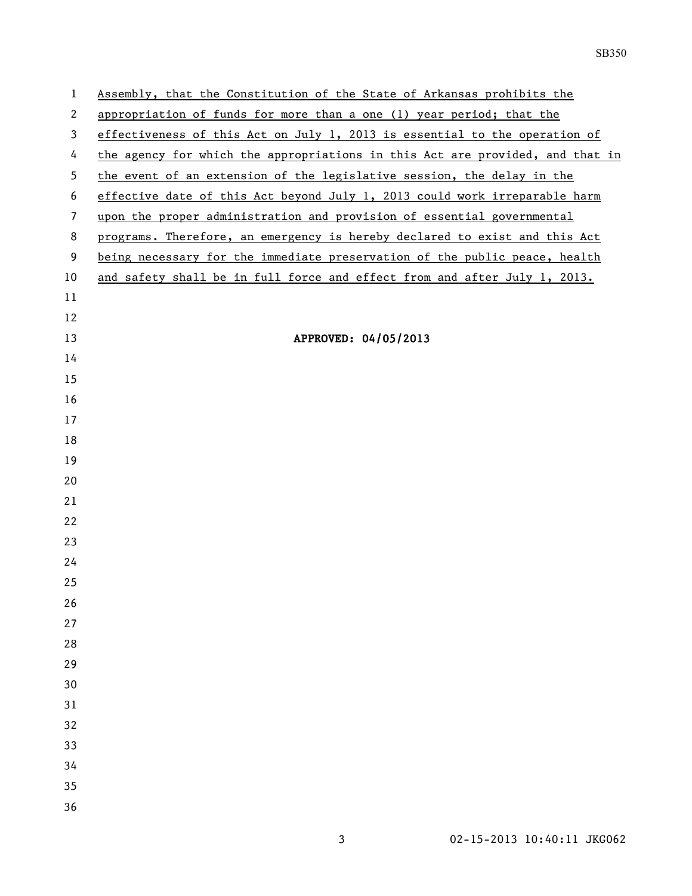Assembly, that the Constitution of the State of Arkansas prohibits the appropriation of funds for more than a one (1) year period; that the effectiveness of this Act on July 1, 2013 is essential to the operation of the agency for which the appropriations in this Act are provided, and that in the event of an extension of the legislative session, the delay in the effective date of this Act beyond July 1, 2013 could work irreparable harm upon the proper administration and provision of essential governmental programs. Therefore, an emergency is hereby declared to exist and this Act being necessary for the immediate preservation of the public peace, health and safety shall be in full force and effect from and after July 1, 2013.

**APPROVED: 04/05/2013**